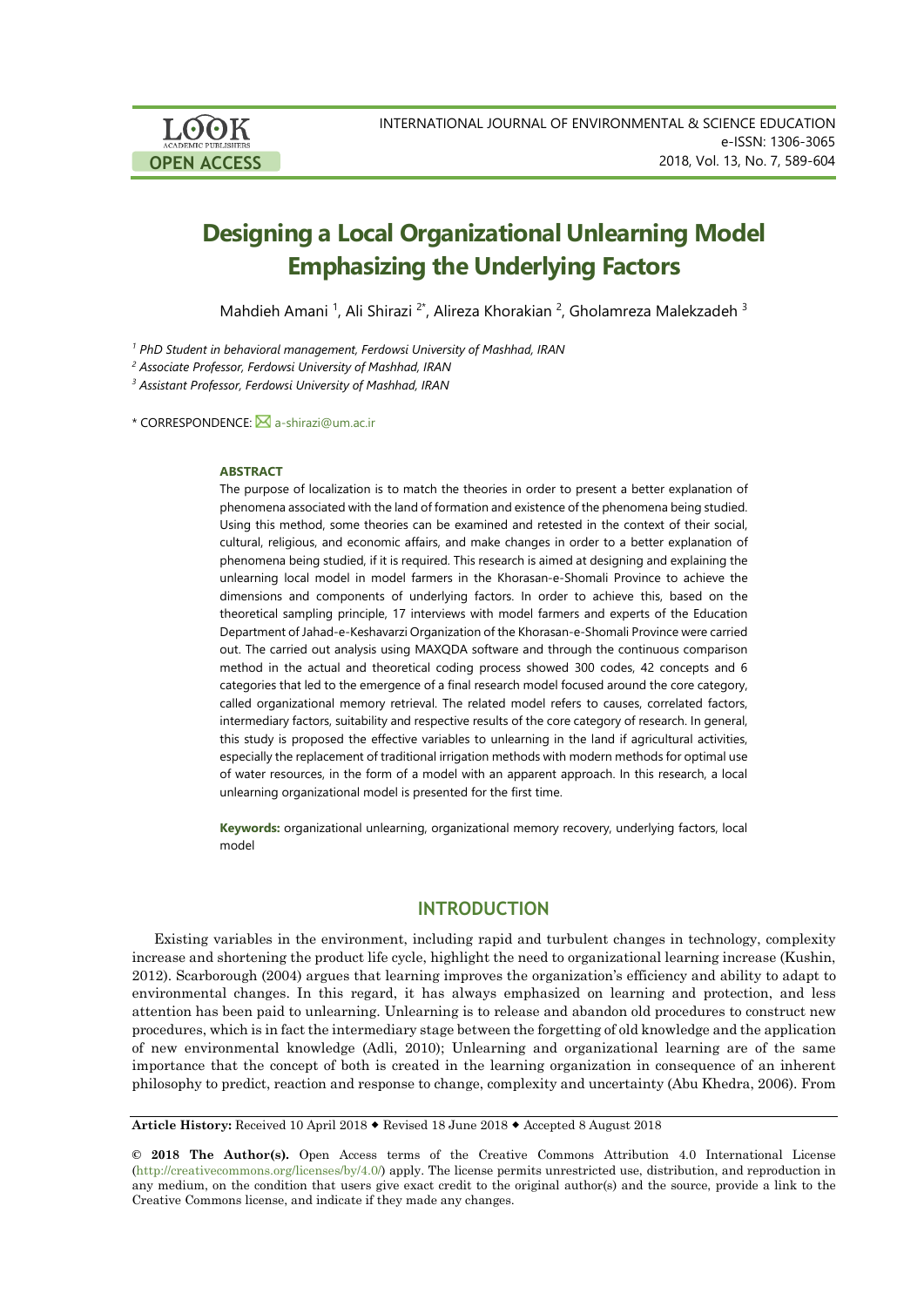# Designing a Local Organizational Unlearning Model Emphasizing the Underlying Factors

Mahdieh Amani [1], Ali Shirazi [2*], Alireza Khorakian [2], Gholamreza Malekzadeh [3]

[1] *PhD Student in behavioral management, Ferdowsi University of Mashhad, IRAN*

[2] *Associate Professor, Ferdowsi University of Mashhad, IRAN*

[3] *Assistant Professor, Ferdowsi University of Mashhad, IRAN*

\* CORRESPONDENCE: a-shirazi@um.ac.ir

### ABSTRACT

The purpose of localization is to match the theories in order to present a better explanation of phenomena associated with the land of formation and existence of the phenomena being studied. Using this method, some theories can be examined and retested in the context of their social, cultural, religious, and economic affairs, and make changes in order to a better explanation of phenomena being studied, if it is required. This research is aimed at designing and explaining the unlearning local model in model farmers in the Khorasan-e-Shomali Province to achieve the dimensions and components of underlying factors. In order to achieve this, based on the theoretical sampling principle, 17 interviews with model farmers and experts of the Education Department of Jahad-e-Keshavarzi Organization of the Khorasan-e-Shomali Province were carried out. The carried out analysis using MAXQDA software and through the continuous comparison method in the actual and theoretical coding process showed 300 codes, 42 concepts and 6 categories that led to the emergence of a final research model focused around the core category, called organizational memory retrieval. The related model refers to causes, correlated factors, intermediary factors, suitability and respective results of the core category of research. In general, this study is proposed the effective variables to unlearning in the land if agricultural activities, especially the replacement of traditional irrigation methods with modern methods for optimal use of water resources, in the form of a model with an apparent approach. In this research, a local unlearning organizational model is presented for the first time.

**Keywords:** organizational unlearning, organizational memory recovery, underlying factors, local model

## INTRODUCTION

Existing variables in the environment, including rapid and turbulent changes in technology, complexity increase and shortening the product life cycle, highlight the need to organizational learning increase (Kushin, 2012). Scarborough (2004) argues that learning improves the organization's efficiency and ability to adapt to environmental changes. In this regard, it has always emphasized on learning and protection, and less attention has been paid to unlearning. Unlearning is to release and abandon old procedures to construct new procedures, which is in fact the intermediary stage between the forgetting of old knowledge and the application of new environmental knowledge (Adli, 2010); Unlearning and organizational learning are of the same importance that the concept of both is created in the learning organization in consequence of an inherent philosophy to predict, reaction and response to change, complexity and uncertainty (Abu Khedra, 2006). From

**Article History:** Received 10 April 2018 ◆ Revised 18 June 2018 ◆ Accepted 8 August 2018

**© 2018 The Author(s).** Open Access terms of the Creative Commons Attribution 4.0 International License (http://creativecommons.org/licenses/by/4.0/) apply. The license permits unrestricted use, distribution, and reproduction in any medium, on the condition that users give exact credit to the original author(s) and the source, provide a link to the Creative Commons license, and indicate if they made any changes.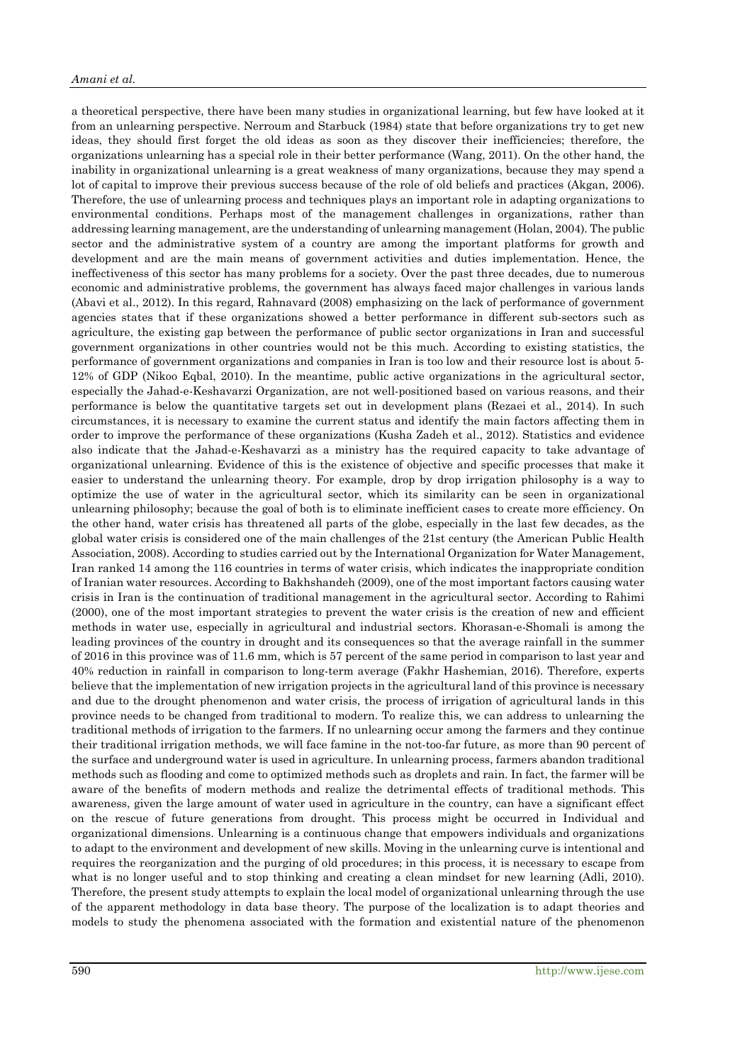a theoretical perspective, there have been many studies in organizational learning, but few have looked at it from an unlearning perspective. Nerroum and Starbuck (1984) state that before organizations try to get new ideas, they should first forget the old ideas as soon as they discover their inefficiencies; therefore, the organizations unlearning has a special role in their better performance (Wang, 2011). On the other hand, the inability in organizational unlearning is a great weakness of many organizations, because they may spend a lot of capital to improve their previous success because of the role of old beliefs and practices (Akgan, 2006). Therefore, the use of unlearning process and techniques plays an important role in adapting organizations to environmental conditions. Perhaps most of the management challenges in organizations, rather than addressing learning management, are the understanding of unlearning management (Holan, 2004). The public sector and the administrative system of a country are among the important platforms for growth and development and are the main means of government activities and duties implementation. Hence, the ineffectiveness of this sector has many problems for a society. Over the past three decades, due to numerous economic and administrative problems, the government has always faced major challenges in various lands (Abavi et al., 2012). In this regard, Rahnavard (2008) emphasizing on the lack of performance of government agencies states that if these organizations showed a better performance in different sub-sectors such as agriculture, the existing gap between the performance of public sector organizations in Iran and successful government organizations in other countries would not be this much. According to existing statistics, the performance of government organizations and companies in Iran is too low and their resource lost is about 5-12% of GDP (Nikoo Eqbal, 2010). In the meantime, public active organizations in the agricultural sector, especially the Jahad-e-Keshavarzi Organization, are not well-positioned based on various reasons, and their performance is below the quantitative targets set out in development plans (Rezaei et al., 2014). In such circumstances, it is necessary to examine the current status and identify the main factors affecting them in order to improve the performance of these organizations (Kusha Zadeh et al., 2012). Statistics and evidence also indicate that the Jahad-e-Keshavarzi as a ministry has the required capacity to take advantage of organizational unlearning. Evidence of this is the existence of objective and specific processes that make it easier to understand the unlearning theory. For example, drop by drop irrigation philosophy is a way to optimize the use of water in the agricultural sector, which its similarity can be seen in organizational unlearning philosophy; because the goal of both is to eliminate inefficient cases to create more efficiency. On the other hand, water crisis has threatened all parts of the globe, especially in the last few decades, as the global water crisis is considered one of the main challenges of the 21st century (the American Public Health Association, 2008). According to studies carried out by the International Organization for Water Management, Iran ranked 14 among the 116 countries in terms of water crisis, which indicates the inappropriate condition of Iranian water resources. According to Bakhshandeh (2009), one of the most important factors causing water crisis in Iran is the continuation of traditional management in the agricultural sector. According to Rahimi (2000), one of the most important strategies to prevent the water crisis is the creation of new and efficient methods in water use, especially in agricultural and industrial sectors. Khorasan-e-Shomali is among the leading provinces of the country in drought and its consequences so that the average rainfall in the summer of 2016 in this province was of 11.6 mm, which is 57 percent of the same period in comparison to last year and 40% reduction in rainfall in comparison to long-term average (Fakhr Hashemian, 2016). Therefore, experts believe that the implementation of new irrigation projects in the agricultural land of this province is necessary and due to the drought phenomenon and water crisis, the process of irrigation of agricultural lands in this province needs to be changed from traditional to modern. To realize this, we can address to unlearning the traditional methods of irrigation to the farmers. If no unlearning occur among the farmers and they continue their traditional irrigation methods, we will face famine in the not-too-far future, as more than 90 percent of the surface and underground water is used in agriculture. In unlearning process, farmers abandon traditional methods such as flooding and come to optimized methods such as droplets and rain. In fact, the farmer will be aware of the benefits of modern methods and realize the detrimental effects of traditional methods. This awareness, given the large amount of water used in agriculture in the country, can have a significant effect on the rescue of future generations from drought. This process might be occurred in Individual and organizational dimensions. Unlearning is a continuous change that empowers individuals and organizations to adapt to the environment and development of new skills. Moving in the unlearning curve is intentional and requires the reorganization and the purging of old procedures; in this process, it is necessary to escape from what is no longer useful and to stop thinking and creating a clean mindset for new learning (Adli, 2010). Therefore, the present study attempts to explain the local model of organizational unlearning through the use of the apparent methodology in data base theory. The purpose of the localization is to adapt theories and models to study the phenomena associated with the formation and existential nature of the phenomenon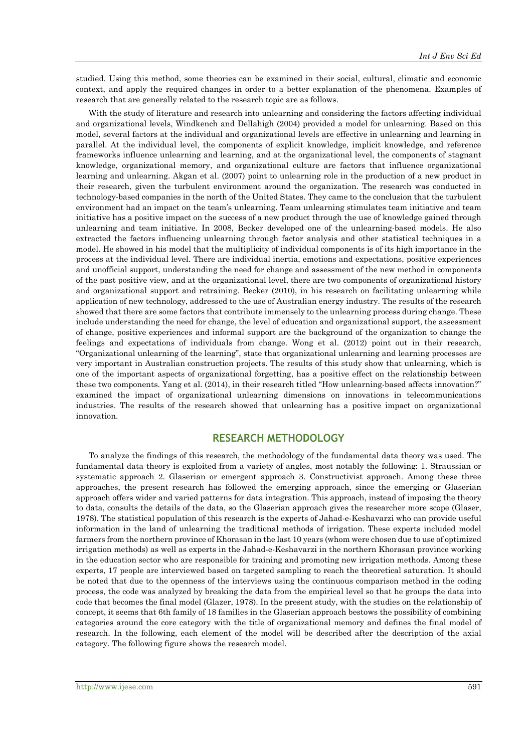studied. Using this method, some theories can be examined in their social, cultural, climatic and economic context, and apply the required changes in order to a better explanation of the phenomena. Examples of research that are generally related to the research topic are as follows.

With the study of literature and research into unlearning and considering the factors affecting individual and organizational levels, Windkench and Dellahigh (2004) provided a model for unlearning. Based on this model, several factors at the individual and organizational levels are effective in unlearning and learning in parallel. At the individual level, the components of explicit knowledge, implicit knowledge, and reference frameworks influence unlearning and learning, and at the organizational level, the components of stagnant knowledge, organizational memory, and organizational culture are factors that influence organizational learning and unlearning. Akgan et al. (2007) point to unlearning role in the production of a new product in their research, given the turbulent environment around the organization. The research was conducted in technology-based companies in the north of the United States. They came to the conclusion that the turbulent environment had an impact on the team's unlearning. Team unlearning stimulates team initiative and team initiative has a positive impact on the success of a new product through the use of knowledge gained through unlearning and team initiative. In 2008, Becker developed one of the unlearning-based models. He also extracted the factors influencing unlearning through factor analysis and other statistical techniques in a model. He showed in his model that the multiplicity of individual components is of its high importance in the process at the individual level. There are individual inertia, emotions and expectations, positive experiences and unofficial support, understanding the need for change and assessment of the new method in components of the past positive view, and at the organizational level, there are two components of organizational history and organizational support and retraining. Becker (2010), in his research on facilitating unlearning while application of new technology, addressed to the use of Australian energy industry. The results of the research showed that there are some factors that contribute immensely to the unlearning process during change. These include understanding the need for change, the level of education and organizational support, the assessment of change, positive experiences and informal support are the background of the organization to change the feelings and expectations of individuals from change. Wong et al. (2012) point out in their research, "Organizational unlearning of the learning", state that organizational unlearning and learning processes are very important in Australian construction projects. The results of this study show that unlearning, which is one of the important aspects of organizational forgetting, has a positive effect on the relationship between these two components. Yang et al. (2014), in their research titled "How unlearning-based affects innovation?" examined the impact of organizational unlearning dimensions on innovations in telecommunications industries. The results of the research showed that unlearning has a positive impact on organizational innovation.

## RESEARCH METHODOLOGY

To analyze the findings of this research, the methodology of the fundamental data theory was used. The fundamental data theory is exploited from a variety of angles, most notably the following: 1. Straussian or systematic approach 2. Glaserian or emergent approach 3. Constructivist approach. Among these three approaches, the present research has followed the emerging approach, since the emerging or Glaserian approach offers wider and varied patterns for data integration. This approach, instead of imposing the theory to data, consults the details of the data, so the Glaserian approach gives the researcher more scope (Glaser, 1978). The statistical population of this research is the experts of Jahad-e-Keshavarzi who can provide useful information in the land of unlearning the traditional methods of irrigation. These experts included model farmers from the northern province of Khorasan in the last 10 years (whom were chosen due to use of optimized irrigation methods) as well as experts in the Jahad-e-Keshavarzi in the northern Khorasan province working in the education sector who are responsible for training and promoting new irrigation methods. Among these experts, 17 people are interviewed based on targeted sampling to reach the theoretical saturation. It should be noted that due to the openness of the interviews using the continuous comparison method in the coding process, the code was analyzed by breaking the data from the empirical level so that he groups the data into code that becomes the final model (Glazer, 1978). In the present study, with the studies on the relationship of concept, it seems that 6th family of 18 families in the Glaserian approach bestows the possibility of combining categories around the core category with the title of organizational memory and defines the final model of research. In the following, each element of the model will be described after the description of the axial category. The following figure shows the research model.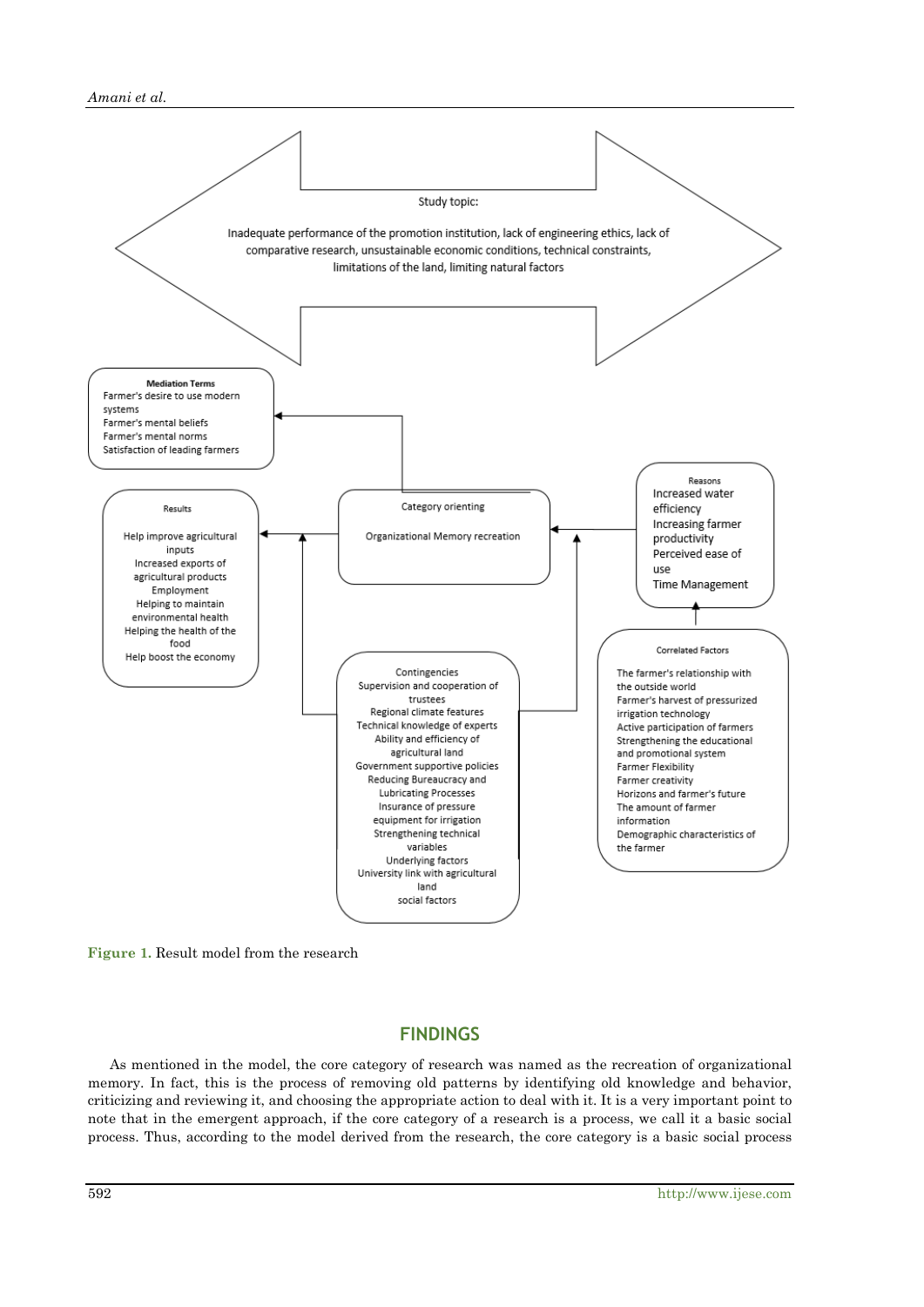Study topic:

Inadequate performance of the promotion institution, lack of engineering ethics, lack of comparative research, unsustainable economic conditions, technical constraints, limitations of the land, limiting natural factors

**Mediation Terms**
- Farmer's desire to use modern systems
- Farmer's mental beliefs
- Farmer's mental norms
- Satisfaction of leading farmers

**Results**
- Help improve agricultural inputs
- Increased exports of agricultural products
- Employment
- Helping to maintain environmental health
- Helping the health of the food
- Help boost the economy

**Category orienting**
- Organizational Memory recreation

**Reasons**
- Increased water efficiency
- Increasing farmer productivity
- Perceived ease of use
- Time Management

**Contingencies**
- Supervision and cooperation of trustees
- Regional climate features
- Technical knowledge of experts
- Ability and efficiency of agricultural land
- Government supportive policies
- Reducing Bureaucracy and Lubricating Processes
- Insurance of pressure equipment for irrigation
- Strengthening technical variables
- Underlying factors
- University link with agricultural land
- social factors

**Correlated Factors**
- The farmer's relationship with the outside world
- Farmer's harvest of pressurized irrigation technology
- Active participation of farmers
- Strengthening the educational and promotional system
- Farmer Flexibility
- Farmer creativity
- Horizons and farmer's future
- The amount of farmer information
- Demographic characteristics of the farmer

**Figure 1.** Result model from the research

## FINDINGS

As mentioned in the model, the core category of research was named as the recreation of organizational memory. In fact, this is the process of removing old patterns by identifying old knowledge and behavior, criticizing and reviewing it, and choosing the appropriate action to deal with it. It is a very important point to note that in the emergent approach, if the core category of a research is a process, we call it a basic social process. Thus, according to the model derived from the research, the core category is a basic social process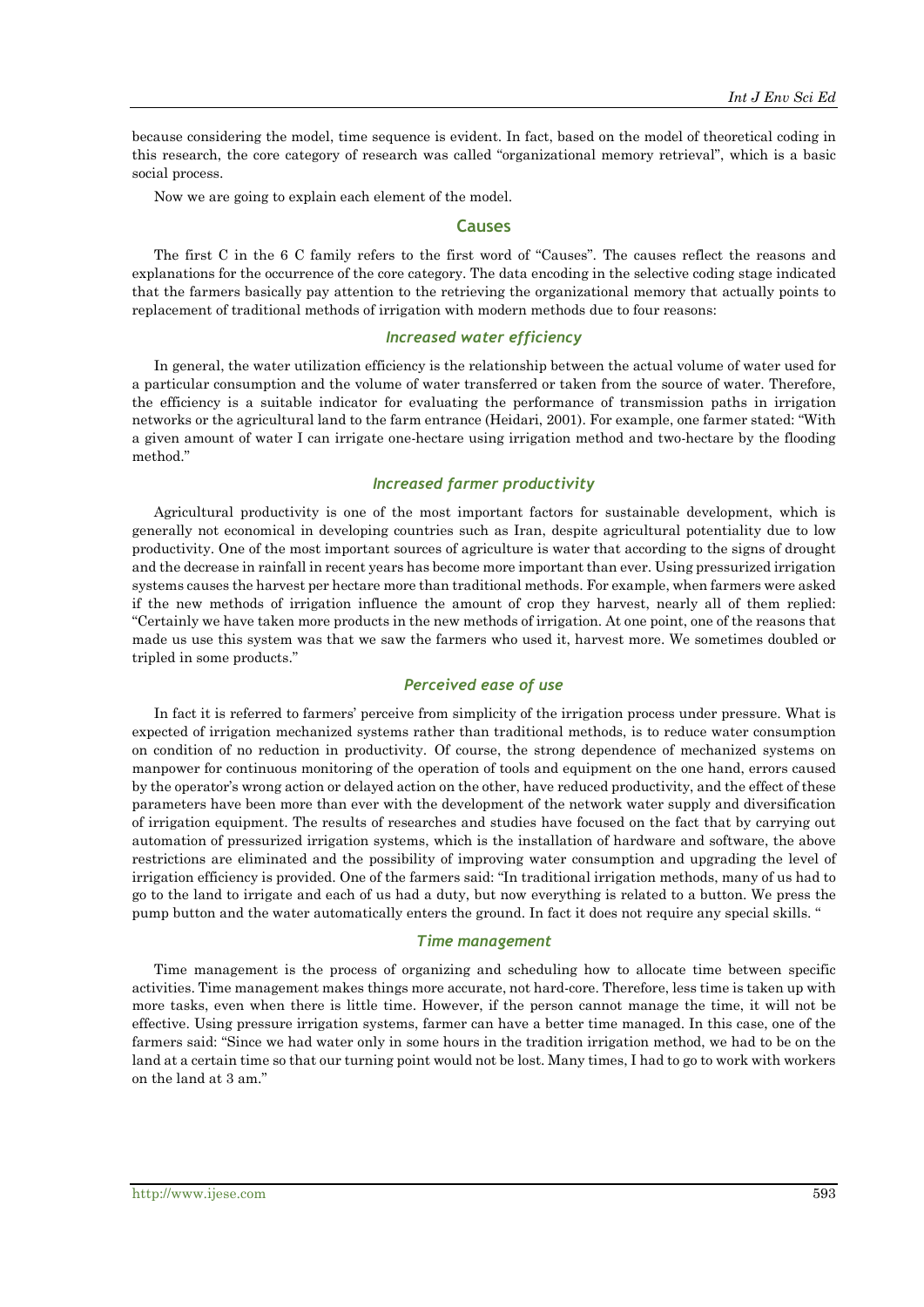because considering the model, time sequence is evident. In fact, based on the model of theoretical coding in this research, the core category of research was called "organizational memory retrieval", which is a basic social process.

Now we are going to explain each element of the model.

## Causes

The first C in the 6 C family refers to the first word of "Causes". The causes reflect the reasons and explanations for the occurrence of the core category. The data encoding in the selective coding stage indicated that the farmers basically pay attention to the retrieving the organizational memory that actually points to replacement of traditional methods of irrigation with modern methods due to four reasons:

### *Increased water efficiency*

In general, the water utilization efficiency is the relationship between the actual volume of water used for a particular consumption and the volume of water transferred or taken from the source of water. Therefore, the efficiency is a suitable indicator for evaluating the performance of transmission paths in irrigation networks or the agricultural land to the farm entrance (Heidari, 2001). For example, one farmer stated: "With a given amount of water I can irrigate one-hectare using irrigation method and two-hectare by the flooding method."

### *Increased farmer productivity*

Agricultural productivity is one of the most important factors for sustainable development, which is generally not economical in developing countries such as Iran, despite agricultural potentiality due to low productivity. One of the most important sources of agriculture is water that according to the signs of drought and the decrease in rainfall in recent years has become more important than ever. Using pressurized irrigation systems causes the harvest per hectare more than traditional methods. For example, when farmers were asked if the new methods of irrigation influence the amount of crop they harvest, nearly all of them replied: "Certainly we have taken more products in the new methods of irrigation. At one point, one of the reasons that made us use this system was that we saw the farmers who used it, harvest more. We sometimes doubled or tripled in some products."

### *Perceived ease of use*

In fact it is referred to farmers' perceive from simplicity of the irrigation process under pressure. What is expected of irrigation mechanized systems rather than traditional methods, is to reduce water consumption on condition of no reduction in productivity. Of course, the strong dependence of mechanized systems on manpower for continuous monitoring of the operation of tools and equipment on the one hand, errors caused by the operator's wrong action or delayed action on the other, have reduced productivity, and the effect of these parameters have been more than ever with the development of the network water supply and diversification of irrigation equipment. The results of researches and studies have focused on the fact that by carrying out automation of pressurized irrigation systems, which is the installation of hardware and software, the above restrictions are eliminated and the possibility of improving water consumption and upgrading the level of irrigation efficiency is provided. One of the farmers said: "In traditional irrigation methods, many of us had to go to the land to irrigate and each of us had a duty, but now everything is related to a button. We press the pump button and the water automatically enters the ground. In fact it does not require any special skills. "

### *Time management*

Time management is the process of organizing and scheduling how to allocate time between specific activities. Time management makes things more accurate, not hard-core. Therefore, less time is taken up with more tasks, even when there is little time. However, if the person cannot manage the time, it will not be effective. Using pressure irrigation systems, farmer can have a better time managed. In this case, one of the farmers said: "Since we had water only in some hours in the tradition irrigation method, we had to be on the land at a certain time so that our turning point would not be lost. Many times, I had to go to work with workers on the land at 3 am."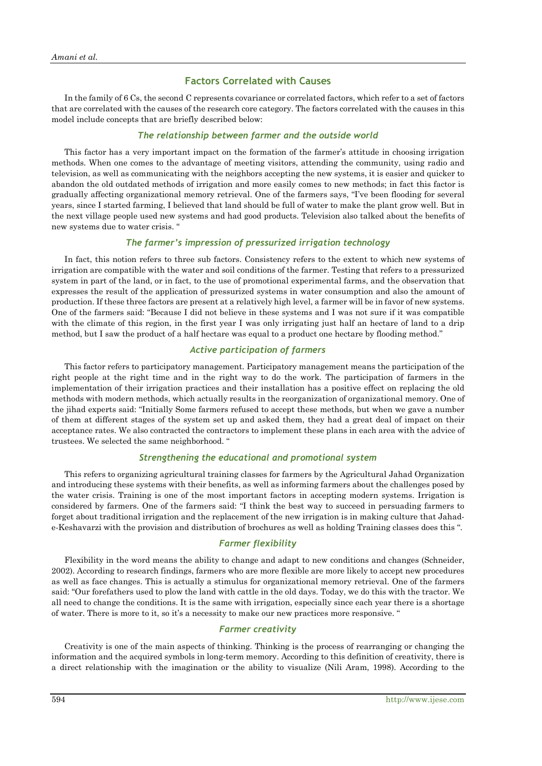## Factors Correlated with Causes

In the family of 6 Cs, the second C represents covariance or correlated factors, which refer to a set of factors that are correlated with the causes of the research core category. The factors correlated with the causes in this model include concepts that are briefly described below:

### *The relationship between farmer and the outside world*

This factor has a very important impact on the formation of the farmer's attitude in choosing irrigation methods. When one comes to the advantage of meeting visitors, attending the community, using radio and television, as well as communicating with the neighbors accepting the new systems, it is easier and quicker to abandon the old outdated methods of irrigation and more easily comes to new methods; in fact this factor is gradually affecting organizational memory retrieval. One of the farmers says, "I've been flooding for several years, since I started farming, I believed that land should be full of water to make the plant grow well. But in the next village people used new systems and had good products. Television also talked about the benefits of new systems due to water crisis. "

### *The farmer's impression of pressurized irrigation technology*

In fact, this notion refers to three sub factors. Consistency refers to the extent to which new systems of irrigation are compatible with the water and soil conditions of the farmer. Testing that refers to a pressurized system in part of the land, or in fact, to the use of promotional experimental farms, and the observation that expresses the result of the application of pressurized systems in water consumption and also the amount of production. If these three factors are present at a relatively high level, a farmer will be in favor of new systems. One of the farmers said: "Because I did not believe in these systems and I was not sure if it was compatible with the climate of this region, in the first year I was only irrigating just half an hectare of land to a drip method, but I saw the product of a half hectare was equal to a product one hectare by flooding method."

### *Active participation of farmers*

This factor refers to participatory management. Participatory management means the participation of the right people at the right time and in the right way to do the work. The participation of farmers in the implementation of their irrigation practices and their installation has a positive effect on replacing the old methods with modern methods, which actually results in the reorganization of organizational memory. One of the jihad experts said: "Initially Some farmers refused to accept these methods, but when we gave a number of them at different stages of the system set up and asked them, they had a great deal of impact on their acceptance rates. We also contracted the contractors to implement these plans in each area with the advice of trustees. We selected the same neighborhood. "

### *Strengthening the educational and promotional system*

This refers to organizing agricultural training classes for farmers by the Agricultural Jahad Organization and introducing these systems with their benefits, as well as informing farmers about the challenges posed by the water crisis. Training is one of the most important factors in accepting modern systems. Irrigation is considered by farmers. One of the farmers said: "I think the best way to succeed in persuading farmers to forget about traditional irrigation and the replacement of the new irrigation is in making culture that Jahad-e-Keshavarzi with the provision and distribution of brochures as well as holding Training classes does this ".

### *Farmer flexibility*

Flexibility in the word means the ability to change and adapt to new conditions and changes (Schneider, 2002). According to research findings, farmers who are more flexible are more likely to accept new procedures as well as face changes. This is actually a stimulus for organizational memory retrieval. One of the farmers said: "Our forefathers used to plow the land with cattle in the old days. Today, we do this with the tractor. We all need to change the conditions. It is the same with irrigation, especially since each year there is a shortage of water. There is more to it, so it's a necessity to make our new practices more responsive. "

### *Farmer creativity*

Creativity is one of the main aspects of thinking. Thinking is the process of rearranging or changing the information and the acquired symbols in long-term memory. According to this definition of creativity, there is a direct relationship with the imagination or the ability to visualize (Nili Aram, 1998). According to the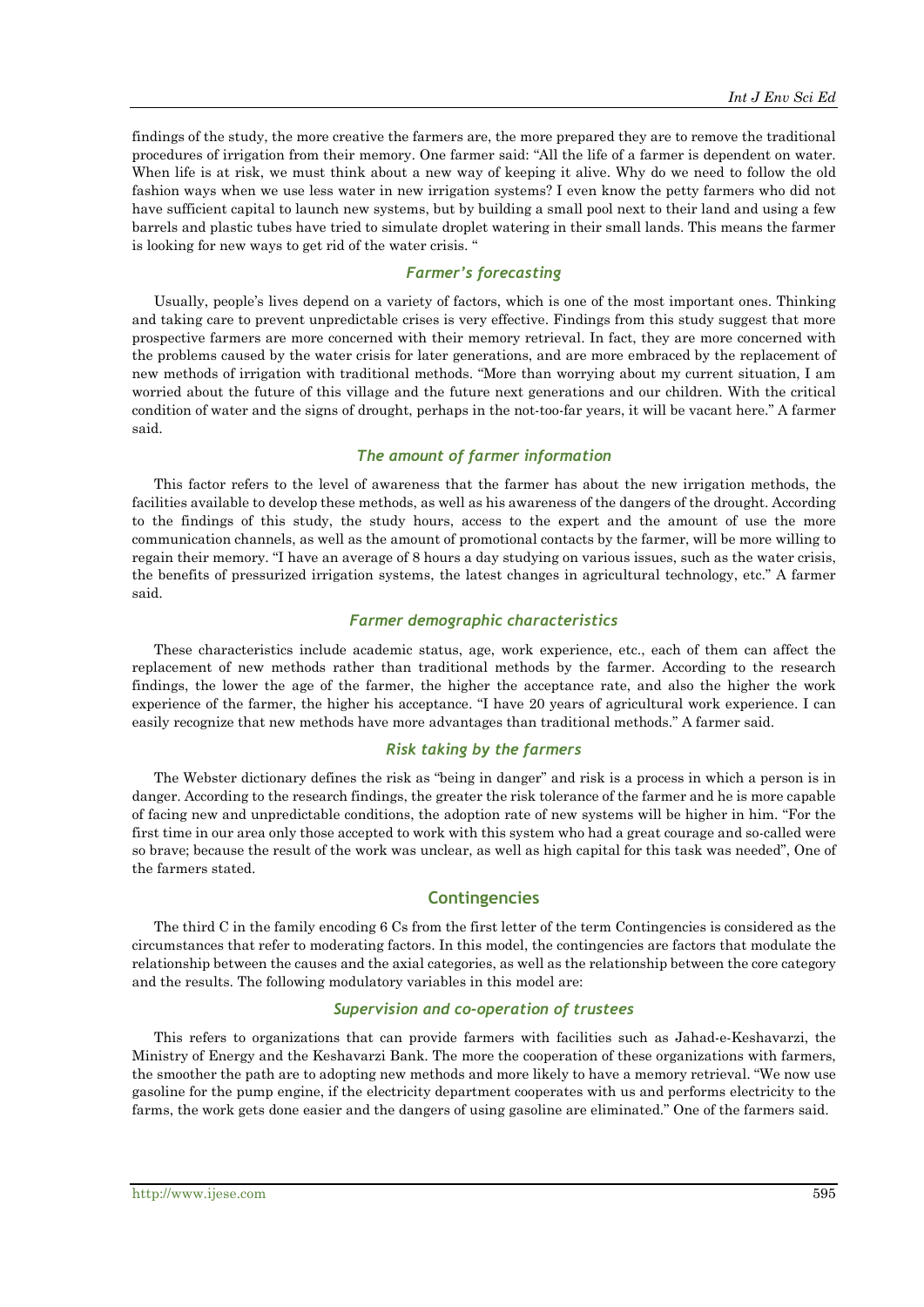findings of the study, the more creative the farmers are, the more prepared they are to remove the traditional procedures of irrigation from their memory. One farmer said: "All the life of a farmer is dependent on water. When life is at risk, we must think about a new way of keeping it alive. Why do we need to follow the old fashion ways when we use less water in new irrigation systems? I even know the petty farmers who did not have sufficient capital to launch new systems, but by building a small pool next to their land and using a few barrels and plastic tubes have tried to simulate droplet watering in their small lands. This means the farmer is looking for new ways to get rid of the water crisis. "

### *Farmer's forecasting*

Usually, people's lives depend on a variety of factors, which is one of the most important ones. Thinking and taking care to prevent unpredictable crises is very effective. Findings from this study suggest that more prospective farmers are more concerned with their memory retrieval. In fact, they are more concerned with the problems caused by the water crisis for later generations, and are more embraced by the replacement of new methods of irrigation with traditional methods. "More than worrying about my current situation, I am worried about the future of this village and the future next generations and our children. With the critical condition of water and the signs of drought, perhaps in the not-too-far years, it will be vacant here." A farmer said.

### *The amount of farmer information*

This factor refers to the level of awareness that the farmer has about the new irrigation methods, the facilities available to develop these methods, as well as his awareness of the dangers of the drought. According to the findings of this study, the study hours, access to the expert and the amount of use the more communication channels, as well as the amount of promotional contacts by the farmer, will be more willing to regain their memory. "I have an average of 8 hours a day studying on various issues, such as the water crisis, the benefits of pressurized irrigation systems, the latest changes in agricultural technology, etc." A farmer said.

### *Farmer demographic characteristics*

These characteristics include academic status, age, work experience, etc., each of them can affect the replacement of new methods rather than traditional methods by the farmer. According to the research findings, the lower the age of the farmer, the higher the acceptance rate, and also the higher the work experience of the farmer, the higher his acceptance. "I have 20 years of agricultural work experience. I can easily recognize that new methods have more advantages than traditional methods." A farmer said.

### *Risk taking by the farmers*

The Webster dictionary defines the risk as "being in danger" and risk is a process in which a person is in danger. According to the research findings, the greater the risk tolerance of the farmer and he is more capable of facing new and unpredictable conditions, the adoption rate of new systems will be higher in him. "For the first time in our area only those accepted to work with this system who had a great courage and so-called were so brave; because the result of the work was unclear, as well as high capital for this task was needed", One of the farmers stated.

## Contingencies

The third C in the family encoding 6 Cs from the first letter of the term Contingencies is considered as the circumstances that refer to moderating factors. In this model, the contingencies are factors that modulate the relationship between the causes and the axial categories, as well as the relationship between the core category and the results. The following modulatory variables in this model are:

### *Supervision and co-operation of trustees*

This refers to organizations that can provide farmers with facilities such as Jahad-e-Keshavarzi, the Ministry of Energy and the Keshavarzi Bank. The more the cooperation of these organizations with farmers, the smoother the path are to adopting new methods and more likely to have a memory retrieval. "We now use gasoline for the pump engine, if the electricity department cooperates with us and performs electricity to the farms, the work gets done easier and the dangers of using gasoline are eliminated." One of the farmers said.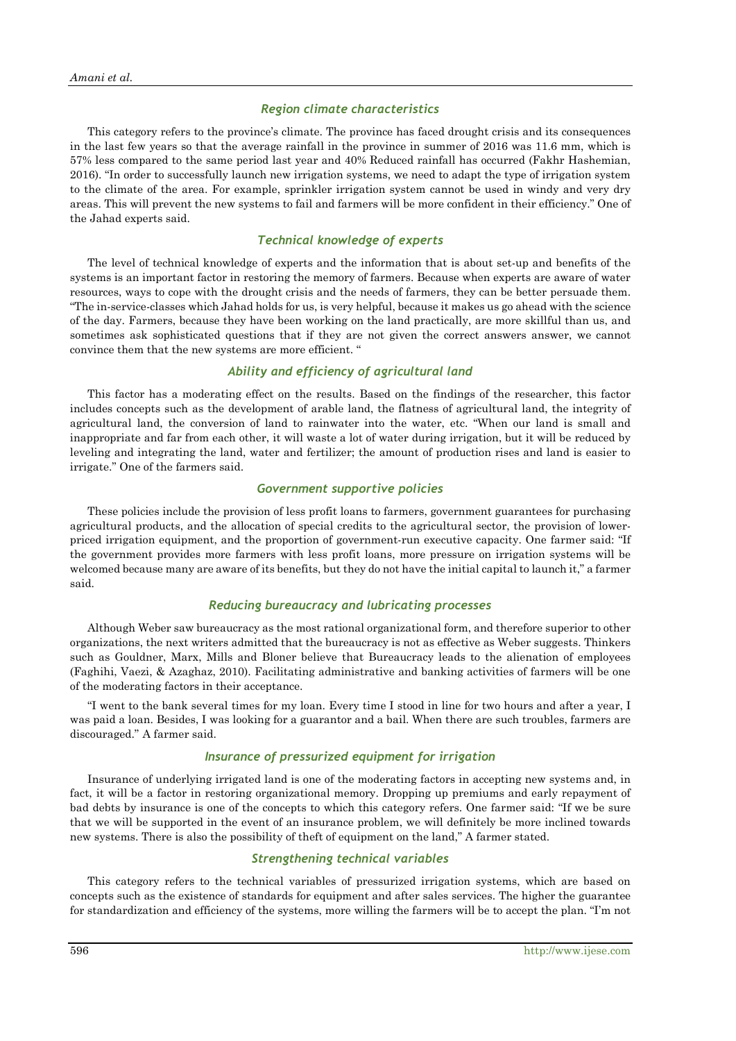### *Region climate characteristics*

This category refers to the province's climate. The province has faced drought crisis and its consequences in the last few years so that the average rainfall in the province in summer of 2016 was 11.6 mm, which is 57% less compared to the same period last year and 40% Reduced rainfall has occurred (Fakhr Hashemian, 2016). "In order to successfully launch new irrigation systems, we need to adapt the type of irrigation system to the climate of the area. For example, sprinkler irrigation system cannot be used in windy and very dry areas. This will prevent the new systems to fail and farmers will be more confident in their efficiency." One of the Jahad experts said.

### *Technical knowledge of experts*

The level of technical knowledge of experts and the information that is about set-up and benefits of the systems is an important factor in restoring the memory of farmers. Because when experts are aware of water resources, ways to cope with the drought crisis and the needs of farmers, they can be better persuade them. "The in-service-classes which Jahad holds for us, is very helpful, because it makes us go ahead with the science of the day. Farmers, because they have been working on the land practically, are more skillful than us, and sometimes ask sophisticated questions that if they are not given the correct answers answer, we cannot convince them that the new systems are more efficient. "

### *Ability and efficiency of agricultural land*

This factor has a moderating effect on the results. Based on the findings of the researcher, this factor includes concepts such as the development of arable land, the flatness of agricultural land, the integrity of agricultural land, the conversion of land to rainwater into the water, etc. "When our land is small and inappropriate and far from each other, it will waste a lot of water during irrigation, but it will be reduced by leveling and integrating the land, water and fertilizer; the amount of production rises and land is easier to irrigate." One of the farmers said.

### *Government supportive policies*

These policies include the provision of less profit loans to farmers, government guarantees for purchasing agricultural products, and the allocation of special credits to the agricultural sector, the provision of lower-priced irrigation equipment, and the proportion of government-run executive capacity. One farmer said: "If the government provides more farmers with less profit loans, more pressure on irrigation systems will be welcomed because many are aware of its benefits, but they do not have the initial capital to launch it," a farmer said.

### *Reducing bureaucracy and lubricating processes*

Although Weber saw bureaucracy as the most rational organizational form, and therefore superior to other organizations, the next writers admitted that the bureaucracy is not as effective as Weber suggests. Thinkers such as Gouldner, Marx, Mills and Bloner believe that Bureaucracy leads to the alienation of employees (Faghihi, Vaezi, & Azaghaz, 2010). Facilitating administrative and banking activities of farmers will be one of the moderating factors in their acceptance.

"I went to the bank several times for my loan. Every time I stood in line for two hours and after a year, I was paid a loan. Besides, I was looking for a guarantor and a bail. When there are such troubles, farmers are discouraged." A farmer said.

### *Insurance of pressurized equipment for irrigation*

Insurance of underlying irrigated land is one of the moderating factors in accepting new systems and, in fact, it will be a factor in restoring organizational memory. Dropping up premiums and early repayment of bad debts by insurance is one of the concepts to which this category refers. One farmer said: "If we be sure that we will be supported in the event of an insurance problem, we will definitely be more inclined towards new systems. There is also the possibility of theft of equipment on the land," A farmer stated.

### *Strengthening technical variables*

This category refers to the technical variables of pressurized irrigation systems, which are based on concepts such as the existence of standards for equipment and after sales services. The higher the guarantee for standardization and efficiency of the systems, more willing the farmers will be to accept the plan. "I'm not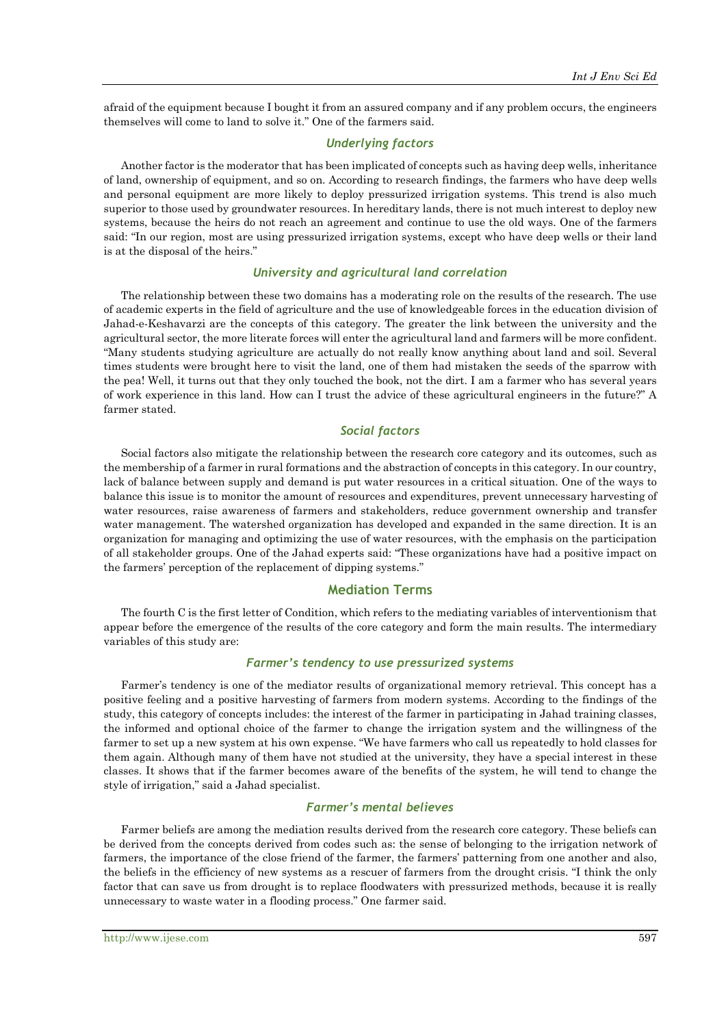afraid of the equipment because I bought it from an assured company and if any problem occurs, the engineers themselves will come to land to solve it." One of the farmers said.

#### *Underlying factors*

Another factor is the moderator that has been implicated of concepts such as having deep wells, inheritance of land, ownership of equipment, and so on. According to research findings, the farmers who have deep wells and personal equipment are more likely to deploy pressurized irrigation systems. This trend is also much superior to those used by groundwater resources. In hereditary lands, there is not much interest to deploy new systems, because the heirs do not reach an agreement and continue to use the old ways. One of the farmers said: "In our region, most are using pressurized irrigation systems, except who have deep wells or their land is at the disposal of the heirs."

#### *University and agricultural land correlation*

The relationship between these two domains has a moderating role on the results of the research. The use of academic experts in the field of agriculture and the use of knowledgeable forces in the education division of Jahad-e-Keshavarzi are the concepts of this category. The greater the link between the university and the agricultural sector, the more literate forces will enter the agricultural land and farmers will be more confident. "Many students studying agriculture are actually do not really know anything about land and soil. Several times students were brought here to visit the land, one of them had mistaken the seeds of the sparrow with the pea! Well, it turns out that they only touched the book, not the dirt. I am a farmer who has several years of work experience in this land. How can I trust the advice of these agricultural engineers in the future?" A farmer stated.

#### *Social factors*

Social factors also mitigate the relationship between the research core category and its outcomes, such as the membership of a farmer in rural formations and the abstraction of concepts in this category. In our country, lack of balance between supply and demand is put water resources in a critical situation. One of the ways to balance this issue is to monitor the amount of resources and expenditures, prevent unnecessary harvesting of water resources, raise awareness of farmers and stakeholders, reduce government ownership and transfer water management. The watershed organization has developed and expanded in the same direction. It is an organization for managing and optimizing the use of water resources, with the emphasis on the participation of all stakeholder groups. One of the Jahad experts said: "These organizations have had a positive impact on the farmers' perception of the replacement of dipping systems."

### Mediation Terms

The fourth C is the first letter of Condition, which refers to the mediating variables of interventionism that appear before the emergence of the results of the core category and form the main results. The intermediary variables of this study are:

#### *Farmer's tendency to use pressurized systems*

Farmer's tendency is one of the mediator results of organizational memory retrieval. This concept has a positive feeling and a positive harvesting of farmers from modern systems. According to the findings of the study, this category of concepts includes: the interest of the farmer in participating in Jahad training classes, the informed and optional choice of the farmer to change the irrigation system and the willingness of the farmer to set up a new system at his own expense. "We have farmers who call us repeatedly to hold classes for them again. Although many of them have not studied at the university, they have a special interest in these classes. It shows that if the farmer becomes aware of the benefits of the system, he will tend to change the style of irrigation," said a Jahad specialist.

#### *Farmer's mental believes*

Farmer beliefs are among the mediation results derived from the research core category. These beliefs can be derived from the concepts derived from codes such as: the sense of belonging to the irrigation network of farmers, the importance of the close friend of the farmer, the farmers' patterning from one another and also, the beliefs in the efficiency of new systems as a rescuer of farmers from the drought crisis. "I think the only factor that can save us from drought is to replace floodwaters with pressurized methods, because it is really unnecessary to waste water in a flooding process." One farmer said.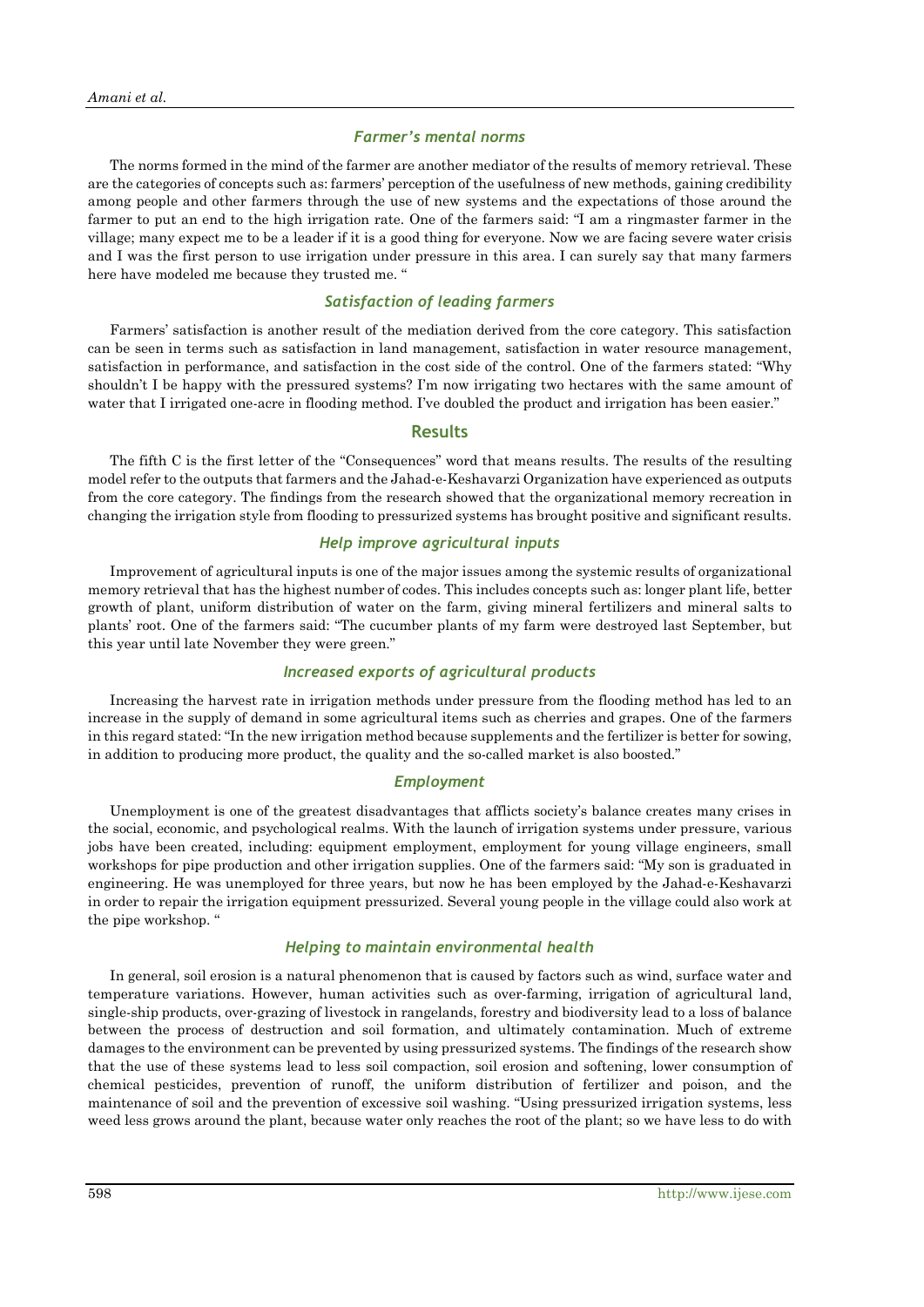### *Farmer's mental norms*

The norms formed in the mind of the farmer are another mediator of the results of memory retrieval. These are the categories of concepts such as: farmers' perception of the usefulness of new methods, gaining credibility among people and other farmers through the use of new systems and the expectations of those around the farmer to put an end to the high irrigation rate. One of the farmers said: "I am a ringmaster farmer in the village; many expect me to be a leader if it is a good thing for everyone. Now we are facing severe water crisis and I was the first person to use irrigation under pressure in this area. I can surely say that many farmers here have modeled me because they trusted me. "

### *Satisfaction of leading farmers*

Farmers' satisfaction is another result of the mediation derived from the core category. This satisfaction can be seen in terms such as satisfaction in land management, satisfaction in water resource management, satisfaction in performance, and satisfaction in the cost side of the control. One of the farmers stated: "Why shouldn't I be happy with the pressured systems? I'm now irrigating two hectares with the same amount of water that I irrigated one-acre in flooding method. I've doubled the product and irrigation has been easier."

## Results

The fifth C is the first letter of the "Consequences" word that means results. The results of the resulting model refer to the outputs that farmers and the Jahad-e-Keshavarzi Organization have experienced as outputs from the core category. The findings from the research showed that the organizational memory recreation in changing the irrigation style from flooding to pressurized systems has brought positive and significant results.

### *Help improve agricultural inputs*

Improvement of agricultural inputs is one of the major issues among the systemic results of organizational memory retrieval that has the highest number of codes. This includes concepts such as: longer plant life, better growth of plant, uniform distribution of water on the farm, giving mineral fertilizers and mineral salts to plants' root. One of the farmers said: "The cucumber plants of my farm were destroyed last September, but this year until late November they were green."

### *Increased exports of agricultural products*

Increasing the harvest rate in irrigation methods under pressure from the flooding method has led to an increase in the supply of demand in some agricultural items such as cherries and grapes. One of the farmers in this regard stated: "In the new irrigation method because supplements and the fertilizer is better for sowing, in addition to producing more product, the quality and the so-called market is also boosted."

### *Employment*

Unemployment is one of the greatest disadvantages that afflicts society's balance creates many crises in the social, economic, and psychological realms. With the launch of irrigation systems under pressure, various jobs have been created, including: equipment employment, employment for young village engineers, small workshops for pipe production and other irrigation supplies. One of the farmers said: "My son is graduated in engineering. He was unemployed for three years, but now he has been employed by the Jahad-e-Keshavarzi in order to repair the irrigation equipment pressurized. Several young people in the village could also work at the pipe workshop. "

### *Helping to maintain environmental health*

In general, soil erosion is a natural phenomenon that is caused by factors such as wind, surface water and temperature variations. However, human activities such as over-farming, irrigation of agricultural land, single-ship products, over-grazing of livestock in rangelands, forestry and biodiversity lead to a loss of balance between the process of destruction and soil formation, and ultimately contamination. Much of extreme damages to the environment can be prevented by using pressurized systems. The findings of the research show that the use of these systems lead to less soil compaction, soil erosion and softening, lower consumption of chemical pesticides, prevention of runoff, the uniform distribution of fertilizer and poison, and the maintenance of soil and the prevention of excessive soil washing. "Using pressurized irrigation systems, less weed less grows around the plant, because water only reaches the root of the plant; so we have less to do with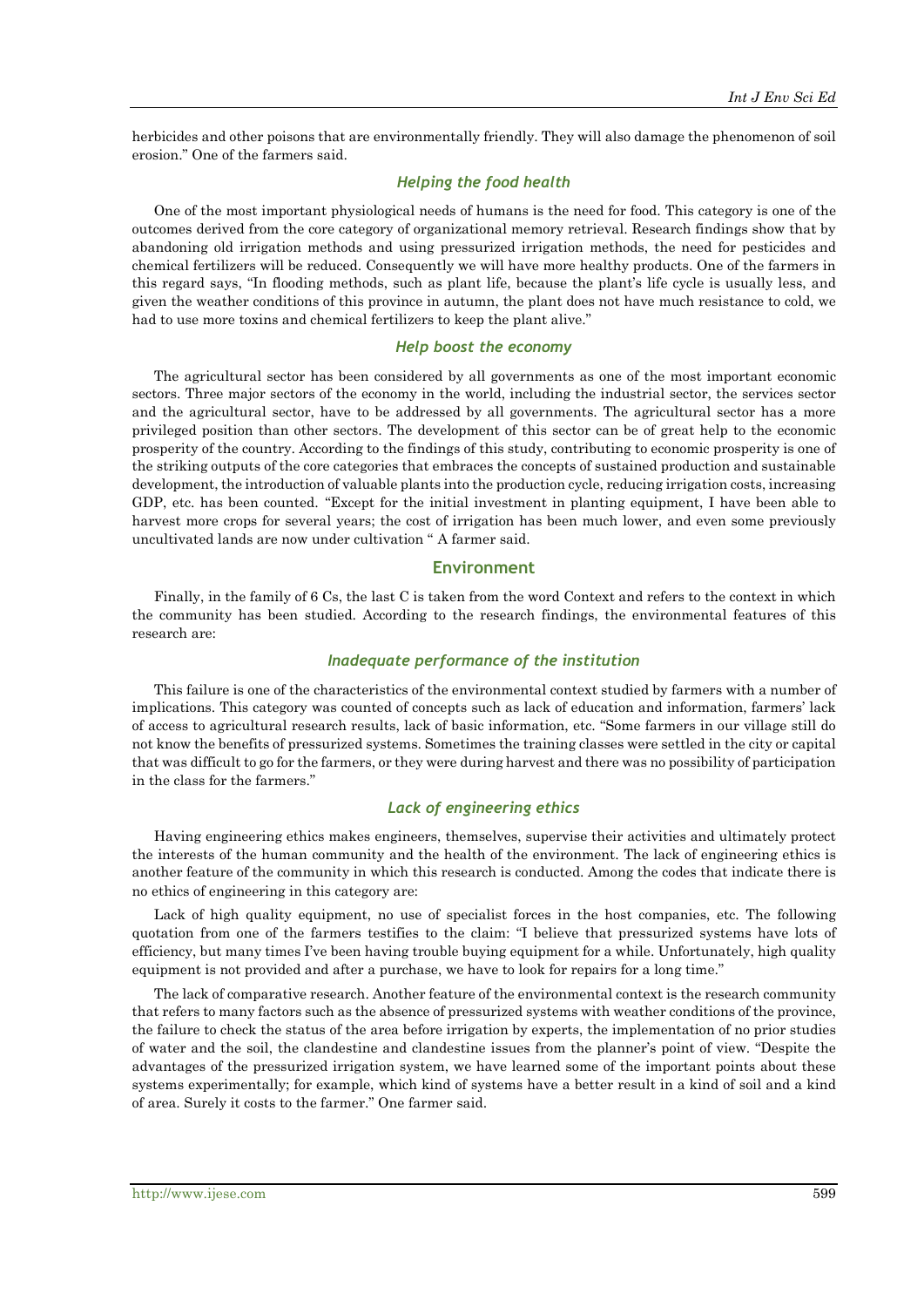herbicides and other poisons that are environmentally friendly. They will also damage the phenomenon of soil erosion." One of the farmers said.

### *Helping the food health*

One of the most important physiological needs of humans is the need for food. This category is one of the outcomes derived from the core category of organizational memory retrieval. Research findings show that by abandoning old irrigation methods and using pressurized irrigation methods, the need for pesticides and chemical fertilizers will be reduced. Consequently we will have more healthy products. One of the farmers in this regard says, "In flooding methods, such as plant life, because the plant's life cycle is usually less, and given the weather conditions of this province in autumn, the plant does not have much resistance to cold, we had to use more toxins and chemical fertilizers to keep the plant alive."

### *Help boost the economy*

The agricultural sector has been considered by all governments as one of the most important economic sectors. Three major sectors of the economy in the world, including the industrial sector, the services sector and the agricultural sector, have to be addressed by all governments. The agricultural sector has a more privileged position than other sectors. The development of this sector can be of great help to the economic prosperity of the country. According to the findings of this study, contributing to economic prosperity is one of the striking outputs of the core categories that embraces the concepts of sustained production and sustainable development, the introduction of valuable plants into the production cycle, reducing irrigation costs, increasing GDP, etc. has been counted. "Except for the initial investment in planting equipment, I have been able to harvest more crops for several years; the cost of irrigation has been much lower, and even some previously uncultivated lands are now under cultivation " A farmer said.

## Environment

Finally, in the family of 6 Cs, the last C is taken from the word Context and refers to the context in which the community has been studied. According to the research findings, the environmental features of this research are:

### *Inadequate performance of the institution*

This failure is one of the characteristics of the environmental context studied by farmers with a number of implications. This category was counted of concepts such as lack of education and information, farmers' lack of access to agricultural research results, lack of basic information, etc. "Some farmers in our village still do not know the benefits of pressurized systems. Sometimes the training classes were settled in the city or capital that was difficult to go for the farmers, or they were during harvest and there was no possibility of participation in the class for the farmers."

### *Lack of engineering ethics*

Having engineering ethics makes engineers, themselves, supervise their activities and ultimately protect the interests of the human community and the health of the environment. The lack of engineering ethics is another feature of the community in which this research is conducted. Among the codes that indicate there is no ethics of engineering in this category are:

Lack of high quality equipment, no use of specialist forces in the host companies, etc. The following quotation from one of the farmers testifies to the claim: "I believe that pressurized systems have lots of efficiency, but many times I've been having trouble buying equipment for a while. Unfortunately, high quality equipment is not provided and after a purchase, we have to look for repairs for a long time."

The lack of comparative research. Another feature of the environmental context is the research community that refers to many factors such as the absence of pressurized systems with weather conditions of the province, the failure to check the status of the area before irrigation by experts, the implementation of no prior studies of water and the soil, the clandestine and clandestine issues from the planner's point of view. "Despite the advantages of the pressurized irrigation system, we have learned some of the important points about these systems experimentally; for example, which kind of systems have a better result in a kind of soil and a kind of area. Surely it costs to the farmer." One farmer said.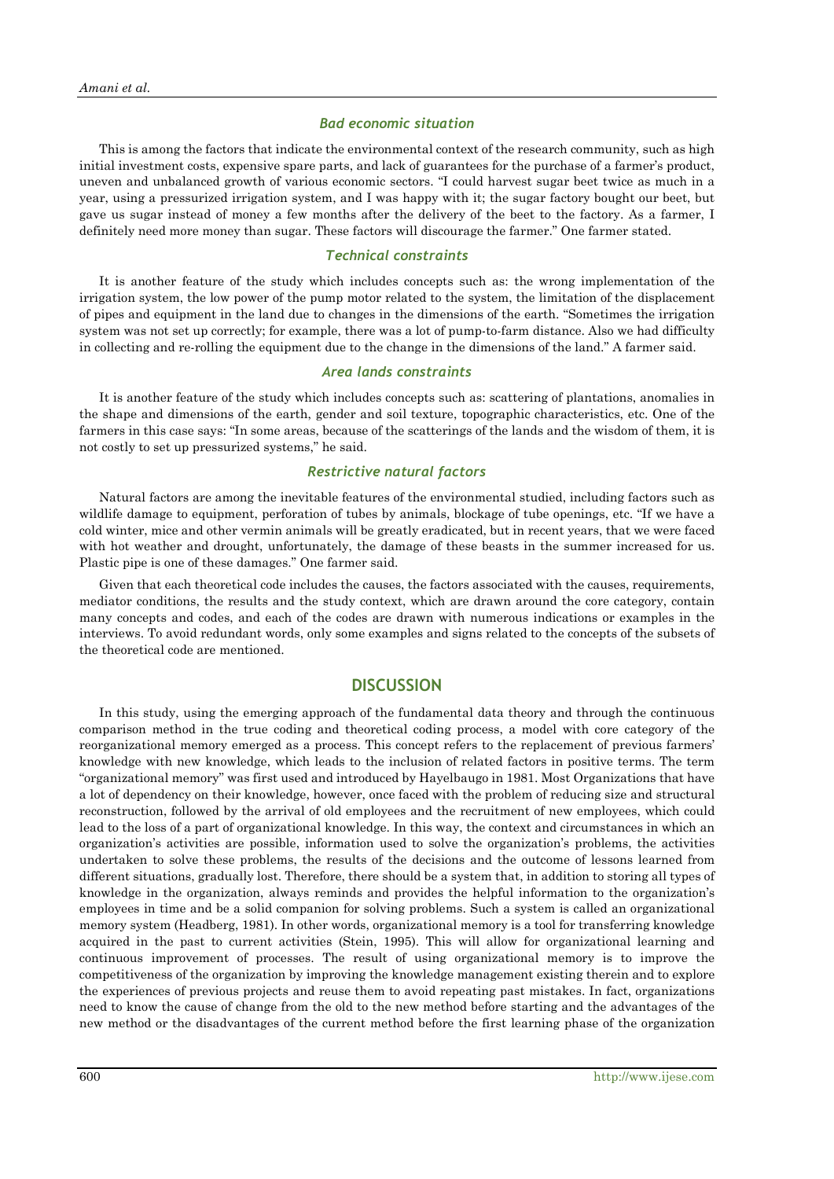### *Bad economic situation*

This is among the factors that indicate the environmental context of the research community, such as high initial investment costs, expensive spare parts, and lack of guarantees for the purchase of a farmer's product, uneven and unbalanced growth of various economic sectors. "I could harvest sugar beet twice as much in a year, using a pressurized irrigation system, and I was happy with it; the sugar factory bought our beet, but gave us sugar instead of money a few months after the delivery of the beet to the factory. As a farmer, I definitely need more money than sugar. These factors will discourage the farmer." One farmer stated.

### *Technical constraints*

It is another feature of the study which includes concepts such as: the wrong implementation of the irrigation system, the low power of the pump motor related to the system, the limitation of the displacement of pipes and equipment in the land due to changes in the dimensions of the earth. "Sometimes the irrigation system was not set up correctly; for example, there was a lot of pump-to-farm distance. Also we had difficulty in collecting and re-rolling the equipment due to the change in the dimensions of the land." A farmer said.

### *Area lands constraints*

It is another feature of the study which includes concepts such as: scattering of plantations, anomalies in the shape and dimensions of the earth, gender and soil texture, topographic characteristics, etc. One of the farmers in this case says: "In some areas, because of the scatterings of the lands and the wisdom of them, it is not costly to set up pressurized systems," he said.

### *Restrictive natural factors*

Natural factors are among the inevitable features of the environmental studied, including factors such as wildlife damage to equipment, perforation of tubes by animals, blockage of tube openings, etc. "If we have a cold winter, mice and other vermin animals will be greatly eradicated, but in recent years, that we were faced with hot weather and drought, unfortunately, the damage of these beasts in the summer increased for us. Plastic pipe is one of these damages." One farmer said.

Given that each theoretical code includes the causes, the factors associated with the causes, requirements, mediator conditions, the results and the study context, which are drawn around the core category, contain many concepts and codes, and each of the codes are drawn with numerous indications or examples in the interviews. To avoid redundant words, only some examples and signs related to the concepts of the subsets of the theoretical code are mentioned.

## DISCUSSION

In this study, using the emerging approach of the fundamental data theory and through the continuous comparison method in the true coding and theoretical coding process, a model with core category of the reorganizational memory emerged as a process. This concept refers to the replacement of previous farmers' knowledge with new knowledge, which leads to the inclusion of related factors in positive terms. The term "organizational memory" was first used and introduced by Hayelbaugo in 1981. Most Organizations that have a lot of dependency on their knowledge, however, once faced with the problem of reducing size and structural reconstruction, followed by the arrival of old employees and the recruitment of new employees, which could lead to the loss of a part of organizational knowledge. In this way, the context and circumstances in which an organization's activities are possible, information used to solve the organization's problems, the activities undertaken to solve these problems, the results of the decisions and the outcome of lessons learned from different situations, gradually lost. Therefore, there should be a system that, in addition to storing all types of knowledge in the organization, always reminds and provides the helpful information to the organization's employees in time and be a solid companion for solving problems. Such a system is called an organizational memory system (Headberg, 1981). In other words, organizational memory is a tool for transferring knowledge acquired in the past to current activities (Stein, 1995). This will allow for organizational learning and continuous improvement of processes. The result of using organizational memory is to improve the competitiveness of the organization by improving the knowledge management existing therein and to explore the experiences of previous projects and reuse them to avoid repeating past mistakes. In fact, organizations need to know the cause of change from the old to the new method before starting and the advantages of the new method or the disadvantages of the current method before the first learning phase of the organization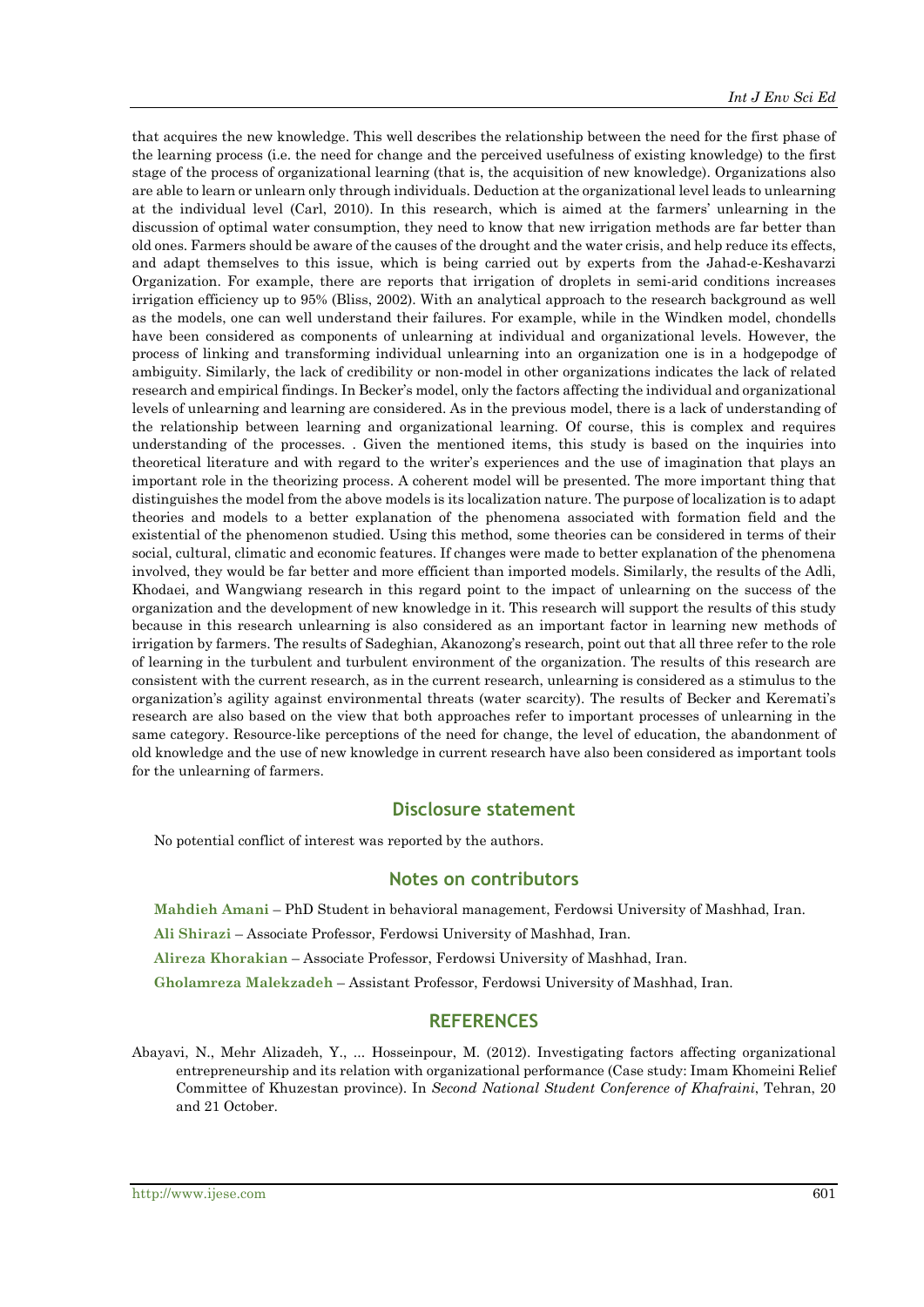that acquires the new knowledge. This well describes the relationship between the need for the first phase of the learning process (i.e. the need for change and the perceived usefulness of existing knowledge) to the first stage of the process of organizational learning (that is, the acquisition of new knowledge). Organizations also are able to learn or unlearn only through individuals. Deduction at the organizational level leads to unlearning at the individual level (Carl, 2010). In this research, which is aimed at the farmers' unlearning in the discussion of optimal water consumption, they need to know that new irrigation methods are far better than old ones. Farmers should be aware of the causes of the drought and the water crisis, and help reduce its effects, and adapt themselves to this issue, which is being carried out by experts from the Jahad-e-Keshavarzi Organization. For example, there are reports that irrigation of droplets in semi-arid conditions increases irrigation efficiency up to 95% (Bliss, 2002). With an analytical approach to the research background as well as the models, one can well understand their failures. For example, while in the Windken model, chondells have been considered as components of unlearning at individual and organizational levels. However, the process of linking and transforming individual unlearning into an organization one is in a hodgepodge of ambiguity. Similarly, the lack of credibility or non-model in other organizations indicates the lack of related research and empirical findings. In Becker's model, only the factors affecting the individual and organizational levels of unlearning and learning are considered. As in the previous model, there is a lack of understanding of the relationship between learning and organizational learning. Of course, this is complex and requires understanding of the processes. . Given the mentioned items, this study is based on the inquiries into theoretical literature and with regard to the writer's experiences and the use of imagination that plays an important role in the theorizing process. A coherent model will be presented. The more important thing that distinguishes the model from the above models is its localization nature. The purpose of localization is to adapt theories and models to a better explanation of the phenomena associated with formation field and the existential of the phenomenon studied. Using this method, some theories can be considered in terms of their social, cultural, climatic and economic features. If changes were made to better explanation of the phenomena involved, they would be far better and more efficient than imported models. Similarly, the results of the Adli, Khodaei, and Wangwiang research in this regard point to the impact of unlearning on the success of the organization and the development of new knowledge in it. This research will support the results of this study because in this research unlearning is also considered as an important factor in learning new methods of irrigation by farmers. The results of Sadeghian, Akanozong's research, point out that all three refer to the role of learning in the turbulent and turbulent environment of the organization. The results of this research are consistent with the current research, as in the current research, unlearning is considered as a stimulus to the organization's agility against environmental threats (water scarcity). The results of Becker and Keremati's research are also based on the view that both approaches refer to important processes of unlearning in the same category. Resource-like perceptions of the need for change, the level of education, the abandonment of old knowledge and the use of new knowledge in current research have also been considered as important tools for the unlearning of farmers.

## Disclosure statement

No potential conflict of interest was reported by the authors.

## Notes on contributors

**Mahdieh Amani** – PhD Student in behavioral management, Ferdowsi University of Mashhad, Iran.

**Ali Shirazi** – Associate Professor, Ferdowsi University of Mashhad, Iran.

**Alireza Khorakian** – Associate Professor, Ferdowsi University of Mashhad, Iran.

**Gholamreza Malekzadeh** – Assistant Professor, Ferdowsi University of Mashhad, Iran.

## REFERENCES

Abayavi, N., Mehr Alizadeh, Y., ... Hosseinpour, M. (2012). Investigating factors affecting organizational entrepreneurship and its relation with organizational performance (Case study: Imam Khomeini Relief Committee of Khuzestan province). In *Second National Student Conference of Khafraini*, Tehran, 20 and 21 October.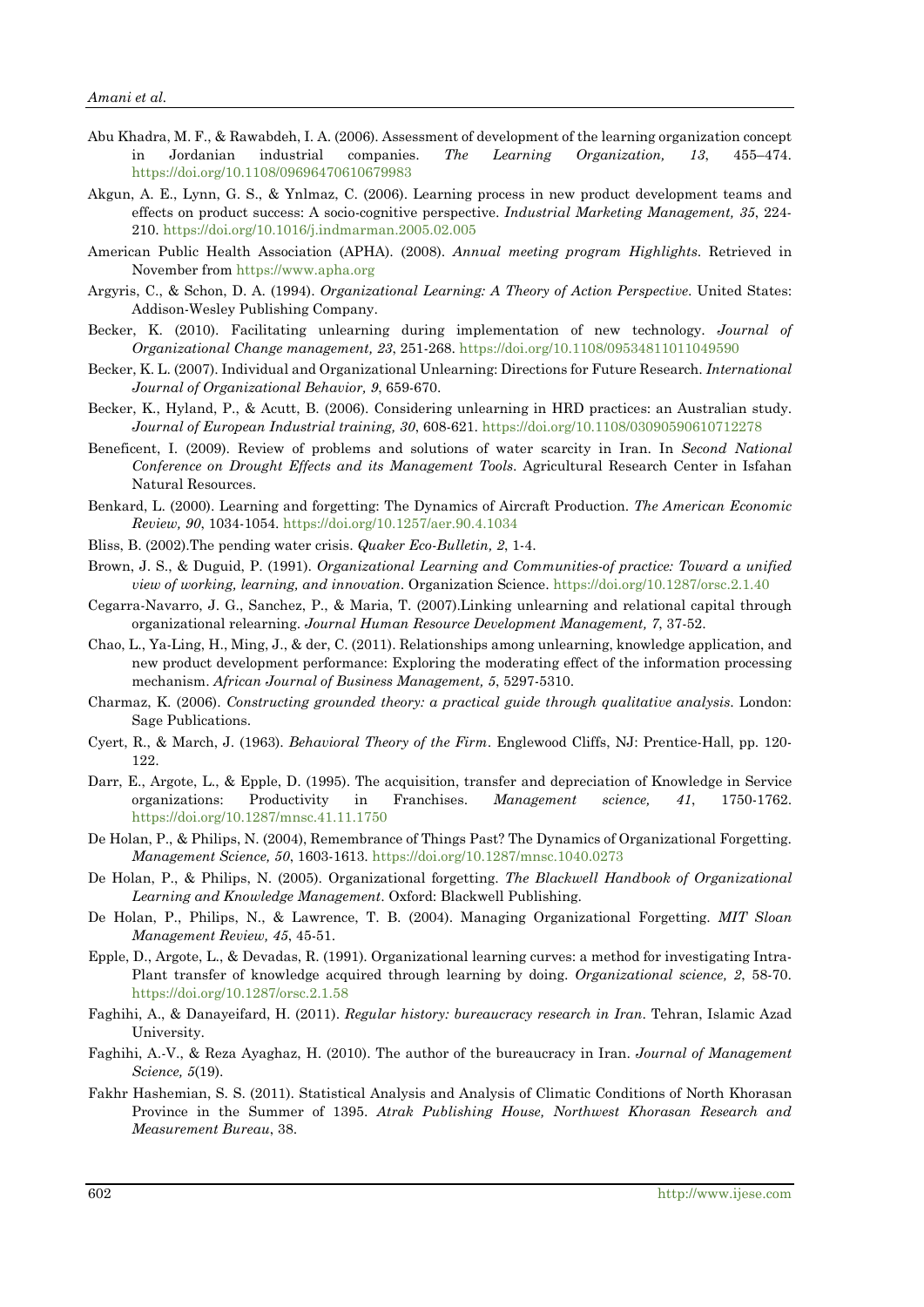Abu Khadra, M. F., & Rawabdeh, I. A. (2006). Assessment of development of the learning organization concept in Jordanian industrial companies. *The Learning Organization, 13*, 455–474. https://doi.org/10.1108/09696470610679983

Akgun, A. E., Lynn, G. S., & Ynlmaz, C. (2006). Learning process in new product development teams and effects on product success: A socio-cognitive perspective. *Industrial Marketing Management, 35*, 224-210. https://doi.org/10.1016/j.indmarman.2005.02.005

American Public Health Association (APHA). (2008). *Annual meeting program Highlights*. Retrieved in November from https://www.apha.org

Argyris, C., & Schon, D. A. (1994). *Organizational Learning: A Theory of Action Perspective*. United States: Addison-Wesley Publishing Company.

Becker, K. (2010). Facilitating unlearning during implementation of new technology. *Journal of Organizational Change management, 23*, 251-268. https://doi.org/10.1108/09534811011049590

Becker, K. L. (2007). Individual and Organizational Unlearning: Directions for Future Research. *International Journal of Organizational Behavior, 9*, 659-670.

Becker, K., Hyland, P., & Acutt, B. (2006). Considering unlearning in HRD practices: an Australian study. *Journal of European Industrial training, 30*, 608-621. https://doi.org/10.1108/03090590610712278

Beneficent, I. (2009). Review of problems and solutions of water scarcity in Iran. In *Second National Conference on Drought Effects and its Management Tools*. Agricultural Research Center in Isfahan Natural Resources.

Benkard, L. (2000). Learning and forgetting: The Dynamics of Aircraft Production. *The American Economic Review, 90*, 1034-1054. https://doi.org/10.1257/aer.90.4.1034

Bliss, B. (2002).The pending water crisis. *Quaker Eco-Bulletin, 2*, 1-4.

Brown, J. S., & Duguid, P. (1991). *Organizational Learning and Communities-of practice: Toward a unified view of working, learning, and innovation*. Organization Science. https://doi.org/10.1287/orsc.2.1.40

Cegarra-Navarro, J. G., Sanchez, P., & Maria, T. (2007).Linking unlearning and relational capital through organizational relearning. *Journal Human Resource Development Management, 7*, 37-52.

Chao, L., Ya-Ling, H., Ming, J., & der, C. (2011). Relationships among unlearning, knowledge application, and new product development performance: Exploring the moderating effect of the information processing mechanism. *African Journal of Business Management, 5*, 5297-5310.

Charmaz, K. (2006). *Constructing grounded theory: a practical guide through qualitative analysis*. London: Sage Publications.

Cyert, R., & March, J. (1963). *Behavioral Theory of the Firm*. Englewood Cliffs, NJ: Prentice-Hall, pp. 120-122.

Darr, E., Argote, L., & Epple, D. (1995). The acquisition, transfer and depreciation of Knowledge in Service organizations: Productivity in Franchises. *Management science, 41*, 1750-1762. https://doi.org/10.1287/mnsc.41.11.1750

De Holan, P., & Philips, N. (2004), Remembrance of Things Past? The Dynamics of Organizational Forgetting. *Management Science, 50*, 1603-1613. https://doi.org/10.1287/mnsc.1040.0273

De Holan, P., & Philips, N. (2005). Organizational forgetting. *The Blackwell Handbook of Organizational Learning and Knowledge Management*. Oxford: Blackwell Publishing.

De Holan, P., Philips, N., & Lawrence, T. B. (2004). Managing Organizational Forgetting. *MIT Sloan Management Review, 45*, 45-51.

Epple, D., Argote, L., & Devadas, R. (1991). Organizational learning curves: a method for investigating Intra-Plant transfer of knowledge acquired through learning by doing. *Organizational science, 2*, 58-70. https://doi.org/10.1287/orsc.2.1.58

Faghihi, A., & Danayeifard, H. (2011). *Regular history: bureaucracy research in Iran*. Tehran, Islamic Azad University.

Faghihi, A.-V., & Reza Ayaghaz, H. (2010). The author of the bureaucracy in Iran. *Journal of Management Science, 5*(19).

Fakhr Hashemian, S. S. (2011). Statistical Analysis and Analysis of Climatic Conditions of North Khorasan Province in the Summer of 1395. *Atrak Publishing House, Northwest Khorasan Research and Measurement Bureau*, 38.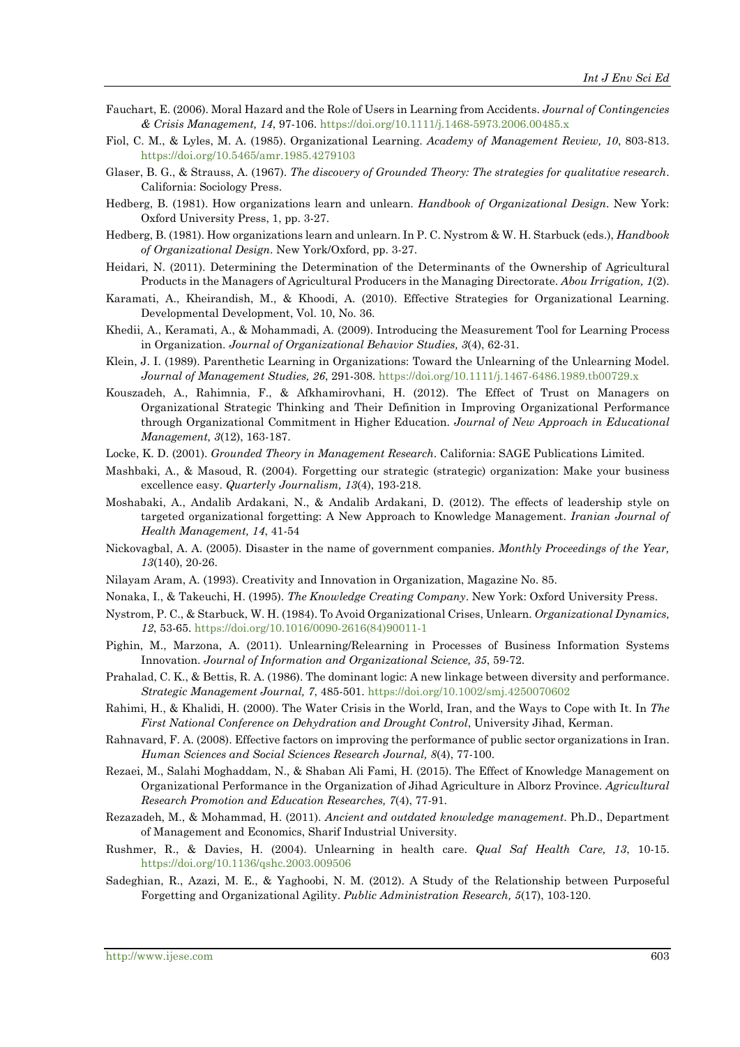Fauchart, E. (2006). Moral Hazard and the Role of Users in Learning from Accidents. *Journal of Contingencies & Crisis Management, 14*, 97-106. https://doi.org/10.1111/j.1468-5973.2006.00485.x

Fiol, C. M., & Lyles, M. A. (1985). Organizational Learning. *Academy of Management Review, 10*, 803-813. https://doi.org/10.5465/amr.1985.4279103

Glaser, B. G., & Strauss, A. (1967). *The discovery of Grounded Theory: The strategies for qualitative research*. California: Sociology Press.

Hedberg, B. (1981). How organizations learn and unlearn. *Handbook of Organizational Design*. New York: Oxford University Press, 1, pp. 3-27.

Hedberg, B. (1981). How organizations learn and unlearn. In P. C. Nystrom & W. H. Starbuck (eds.), *Handbook of Organizational Design*. New York/Oxford, pp. 3-27.

Heidari, N. (2011). Determining the Determination of the Determinants of the Ownership of Agricultural Products in the Managers of Agricultural Producers in the Managing Directorate. *Abou Irrigation, 1*(2).

Karamati, A., Kheirandish, M., & Khoodi, A. (2010). Effective Strategies for Organizational Learning. Developmental Development, Vol. 10, No. 36.

Khedii, A., Keramati, A., & Mohammadi, A. (2009). Introducing the Measurement Tool for Learning Process in Organization. *Journal of Organizational Behavior Studies, 3*(4), 62-31.

Klein, J. I. (1989). Parenthetic Learning in Organizations: Toward the Unlearning of the Unlearning Model. *Journal of Management Studies, 26*, 291-308. https://doi.org/10.1111/j.1467-6486.1989.tb00729.x

Kouszadeh, A., Rahimnia, F., & Afkhamirovhani, H. (2012). The Effect of Trust on Managers on Organizational Strategic Thinking and Their Definition in Improving Organizational Performance through Organizational Commitment in Higher Education. *Journal of New Approach in Educational Management, 3*(12), 163-187.

Locke, K. D. (2001). *Grounded Theory in Management Research*. California: SAGE Publications Limited.

Mashbaki, A., & Masoud, R. (2004). Forgetting our strategic (strategic) organization: Make your business excellence easy. *Quarterly Journalism, 13*(4), 193-218.

Moshabaki, A., Andalib Ardakani, N., & Andalib Ardakani, D. (2012). The effects of leadership style on targeted organizational forgetting: A New Approach to Knowledge Management. *Iranian Journal of Health Management, 14*, 41-54

Nickovagbal, A. A. (2005). Disaster in the name of government companies. *Monthly Proceedings of the Year, 13*(140), 20-26.

Nilayam Aram, A. (1993). Creativity and Innovation in Organization, Magazine No. 85.

Nonaka, I., & Takeuchi, H. (1995). *The Knowledge Creating Company*. New York: Oxford University Press.

Nystrom, P. C., & Starbuck, W. H. (1984). To Avoid Organizational Crises, Unlearn. *Organizational Dynamics, 12*, 53-65. https://doi.org/10.1016/0090-2616(84)90011-1

Pighin, M., Marzona, A. (2011). Unlearning/Relearning in Processes of Business Information Systems Innovation. *Journal of Information and Organizational Science, 35*, 59-72.

Prahalad, C. K., & Bettis, R. A. (1986). The dominant logic: A new linkage between diversity and performance. *Strategic Management Journal, 7*, 485-501. https://doi.org/10.1002/smj.4250070602

Rahimi, H., & Khalidi, H. (2000). The Water Crisis in the World, Iran, and the Ways to Cope with It. In *The First National Conference on Dehydration and Drought Control*, University Jihad, Kerman.

Rahnavard, F. A. (2008). Effective factors on improving the performance of public sector organizations in Iran. *Human Sciences and Social Sciences Research Journal, 8*(4), 77-100.

Rezaei, M., Salahi Moghaddam, N., & Shaban Ali Fami, H. (2015). The Effect of Knowledge Management on Organizational Performance in the Organization of Jihad Agriculture in Alborz Province. *Agricultural Research Promotion and Education Researches, 7*(4), 77-91.

Rezazadeh, M., & Mohammad, H. (2011). *Ancient and outdated knowledge management*. Ph.D., Department of Management and Economics, Sharif Industrial University.

Rushmer, R., & Davies, H. (2004). Unlearning in health care. *Qual Saf Health Care, 13*, 10-15. https://doi.org/10.1136/qshc.2003.009506

Sadeghian, R., Azazi, M. E., & Yaghoobi, N. M. (2012). A Study of the Relationship between Purposeful Forgetting and Organizational Agility. *Public Administration Research, 5*(17), 103-120.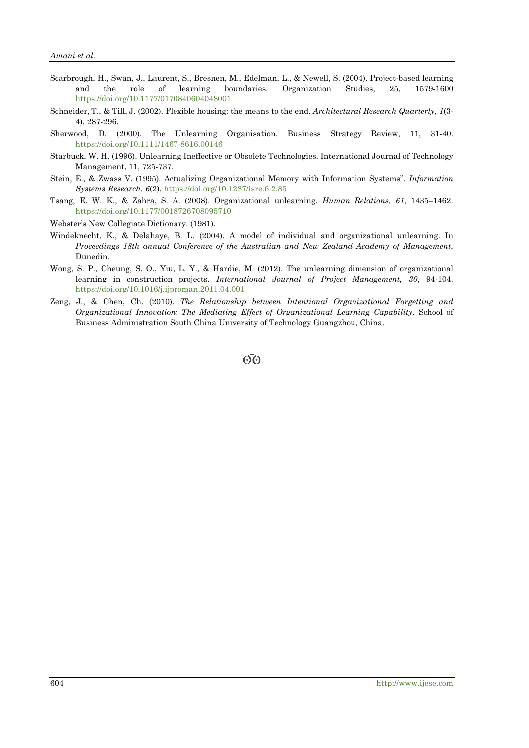Scarbrough, H., Swan, J., Laurent, S., Bresnen, M., Edelman, L., & Newell, S. (2004). Project-based learning and the role of learning boundaries. Organization Studies, 25, 1579-1600 https://doi.org/10.1177/0170840604048001

Schneider, T., & Till, J. (2002). Flexible housing: the means to the end. *Architectural Research Quarterly, 1*(3-4), 287-296.

Sherwood, D. (2000). The Unlearning Organisation. Business Strategy Review, 11, 31-40. https://doi.org/10.1111/1467-8616.00146

Starbuck, W. H. (1996). Unlearning Ineffective or Obsolete Technologies. International Journal of Technology Management, 11, 725-737.

Stein, E., & Zwass V. (1995). Actualizing Organizational Memory with Information Systems". *Information Systems Research, 6*(2). https://doi.org/10.1287/isre.6.2.85

Tsang, E. W. K., & Zahra, S. A. (2008). Organizational unlearning. *Human Relations, 61*, 1435–1462. https://doi.org/10.1177/0018726708095710

Webster's New Collegiate Dictionary. (1981).

Windeknecht, K., & Delahaye, B. L. (2004). A model of individual and organizational unlearning. In *Proceedings 18th annual Conference of the Australian and New Zealand Academy of Management*, Dunedin.

Wong, S. P., Cheung, S. O., Yiu, L. Y., & Hardie, M. (2012). The unlearning dimension of organizational learning in construction projects. *International Journal of Project Management, 30*, 94-104. https://doi.org/10.1016/j.ijproman.2011.04.001

Zeng, J., & Chen, Ch. (2010). *The Relationship between Intentional Organizational Forgetting and Organizational Innovation: The Mediating Effect of Organizational Learning Capability*. School of Business Administration South China University of Technology Guangzhou, China.